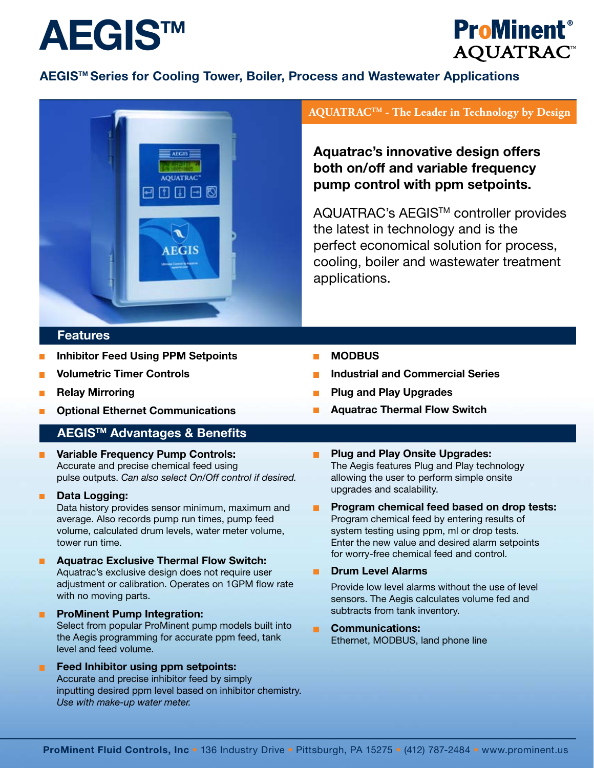# AEGIS™

ProMinent® AQUATRAC™

## AEGIS™ Series for Cooling Tower, Boiler, Process and Wastewater Applications

**AQUATRAC™ - The Leader in Technology by Design**

**Aquatrac's innovative design offers both on/off and variable frequency pump control with ppm setpoints.**

AQUATRAC's AEGIS™ controller provides the latest in technology and is the perfect economical solution for process, cooling, boiler and wastewater treatment applications.

## Features

- **Inhibitor Feed Using PPM Setpoints**
- **Volumetric Timer Controls**
- **Relay Mirroring**
- **Optional Ethernet Communications**
- **MODBUS**
- **Industrial and Commercial Series**
- **Plug and Play Upgrades**
- **Aquatrac Thermal Flow Switch**

## AEGIS™ Advantages & Benefits

- **Variable Frequency Pump Controls:** Accurate and precise chemical feed using pulse outputs. *Can also select On/Off control if desired.*
- **Data Logging:** Data history provides sensor minimum, maximum and average. Also records pump run times, pump feed volume, calculated drum levels, water meter volume, tower run time.
- **Aquatrac Exclusive Thermal Flow Switch:** Aquatrac's exclusive design does not require user adjustment or calibration. Operates on 1GPM flow rate with no moving parts.
- **ProMinent Pump Integration:** Select from popular ProMinent pump models built into the Aegis programming for accurate ppm feed, tank level and feed volume.
- **Feed Inhibitor using ppm setpoints:** Accurate and precise inhibitor feed by simply inputting desired ppm level based on inhibitor chemistry. *Use with make-up water meter.*
- **Plug and Play Onsite Upgrades:** The Aegis features Plug and Play technology allowing the user to perform simple onsite upgrades and scalability.
- **Program chemical feed based on drop tests:** Program chemical feed by entering results of system testing using ppm, ml or drop tests. Enter the new value and desired alarm setpoints for worry-free chemical feed and control.
- **Drum Level Alarms**

  Provide low level alarms without the use of level sensors. The Aegis calculates volume fed and subtracts from tank inventory.
- **Communications:** Ethernet, MODBUS, land phone line

**ProMinent Fluid Controls, Inc** • 136 Industry Drive • Pittsburgh, PA 15275 • (412) 787-2484 • www.prominent.us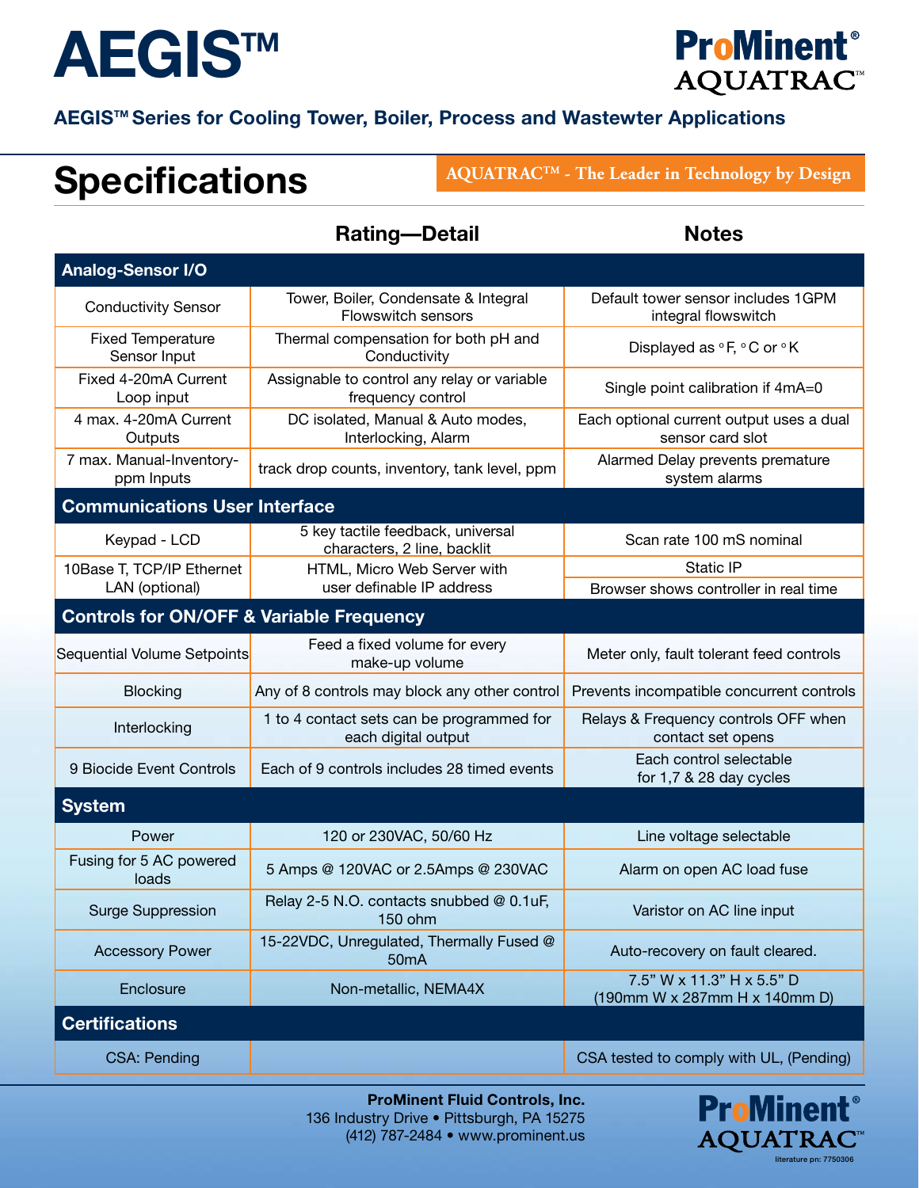# AEGIS™

**ProMinent® AQUATRAC™**

### AEGIS™ Series for Cooling Tower, Boiler, Process and Wastewter Applications

## Specifications

**AQUATRAC™ - The Leader in Technology by Design**

| | Rating—Detail | Notes |
|---|---|---|
| **Analog-Sensor I/O** | | |
| Conductivity Sensor | Tower, Boiler, Condensate & Integral Flowswitch sensors | Default tower sensor includes 1GPM integral flowswitch |
| Fixed Temperature Sensor Input | Thermal compensation for both pH and Conductivity | Displayed as °F, °C or °K |
| Fixed 4-20mA Current Loop input | Assignable to control any relay or variable frequency control | Single point calibration if 4mA=0 |
| 4 max. 4-20mA Current Outputs | DC isolated, Manual & Auto modes, Interlocking, Alarm | Each optional current output uses a dual sensor card slot |
| 7 max. Manual-Inventory-ppm Inputs | track drop counts, inventory, tank level, ppm | Alarmed Delay prevents premature system alarms |
| **Communications User Interface** | | |
| Keypad - LCD | 5 key tactile feedback, universal characters, 2 line, backlit | Scan rate 100 mS nominal |
| 10Base T, TCP/IP Ethernet LAN (optional) | HTML, Micro Web Server with user definable IP address | Static IP |
| | | Browser shows controller in real time |
| **Controls for ON/OFF & Variable Frequency** | | |
| Sequential Volume Setpoints | Feed a fixed volume for every make-up volume | Meter only, fault tolerant feed controls |
| Blocking | Any of 8 controls may block any other control | Prevents incompatible concurrent controls |
| Interlocking | 1 to 4 contact sets can be programmed for each digital output | Relays & Frequency controls OFF when contact set opens |
| 9 Biocide Event Controls | Each of 9 controls includes 28 timed events | Each control selectable for 1,7 & 28 day cycles |
| **System** | | |
| Power | 120 or 230VAC, 50/60 Hz | Line voltage selectable |
| Fusing for 5 AC powered loads | 5 Amps @ 120VAC or 2.5Amps @ 230VAC | Alarm on open AC load fuse |
| Surge Suppression | Relay 2-5 N.O. contacts snubbed @ 0.1uF, 150 ohm | Varistor on AC line input |
| Accessory Power | 15-22VDC, Unregulated, Thermally Fused @ 50mA | Auto-recovery on fault cleared. |
| Enclosure | Non-metallic, NEMA4X | 7.5" W x 11.3" H x 5.5" D (190mm W x 287mm H x 140mm D) |
| **Certifications** | | |
| CSA: Pending | | CSA tested to comply with UL, (Pending) |

**ProMinent Fluid Controls, Inc.**
136 Industry Drive • Pittsburgh, PA 15275
(412) 787-2484 • www.prominent.us

**ProMinent® AQUATRAC™**

literature pn: 7750306